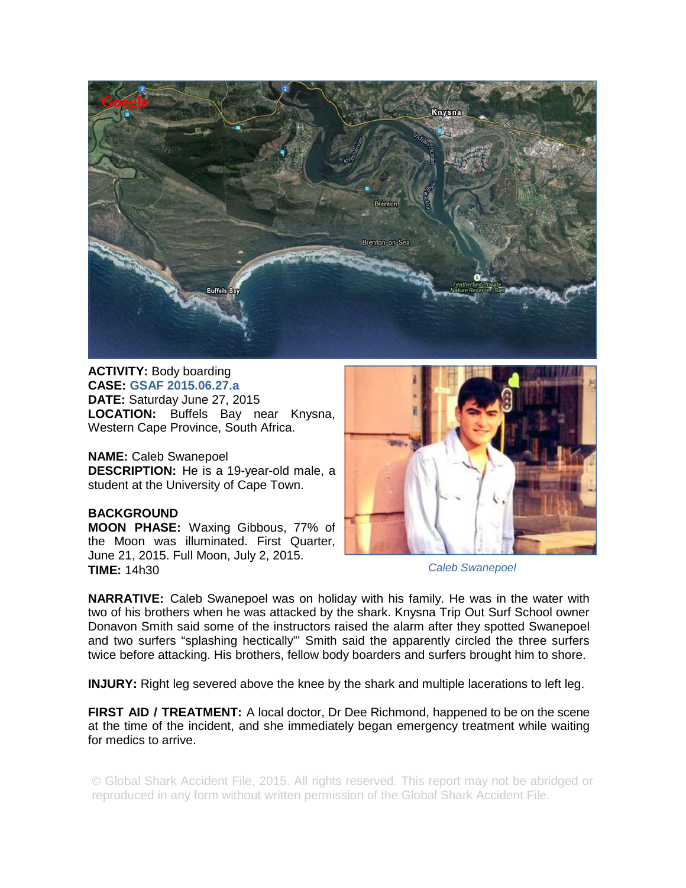**ACTIVITY:** Body boarding
**CASE:** GSAF 2015.06.27.a
**DATE:** Saturday June 27, 2015
**LOCATION:** Buffels Bay near Knysna, Western Cape Province, South Africa.

**NAME:** Caleb Swanepoel
**DESCRIPTION:** He is a 19-year-old male, a student at the University of Cape Town.

**BACKGROUND**
**MOON PHASE:** Waxing Gibbous, 77% of the Moon was illuminated. First Quarter, June 21, 2015. Full Moon, July 2, 2015.
**TIME:** 14h30

*Caleb Swanepoel*

**NARRATIVE:** Caleb Swanepoel was on holiday with his family. He was in the water with two of his brothers when he was attacked by the shark. Knysna Trip Out Surf School owner Donavon Smith said some of the instructors raised the alarm after they spotted Swanepoel and two surfers "splashing hectically"' Smith said the apparently circled the three surfers twice before attacking. His brothers, fellow body boarders and surfers brought him to shore.

**INJURY:** Right leg severed above the knee by the shark and multiple lacerations to left leg.

**FIRST AID / TREATMENT:** A local doctor, Dr Dee Richmond, happened to be on the scene at the time of the incident, and she immediately began emergency treatment while waiting for medics to arrive.

© Global Shark Accident File, 2015. All rights reserved. This report may not be abridged or reproduced in any form without written permission of the Global Shark Accident File.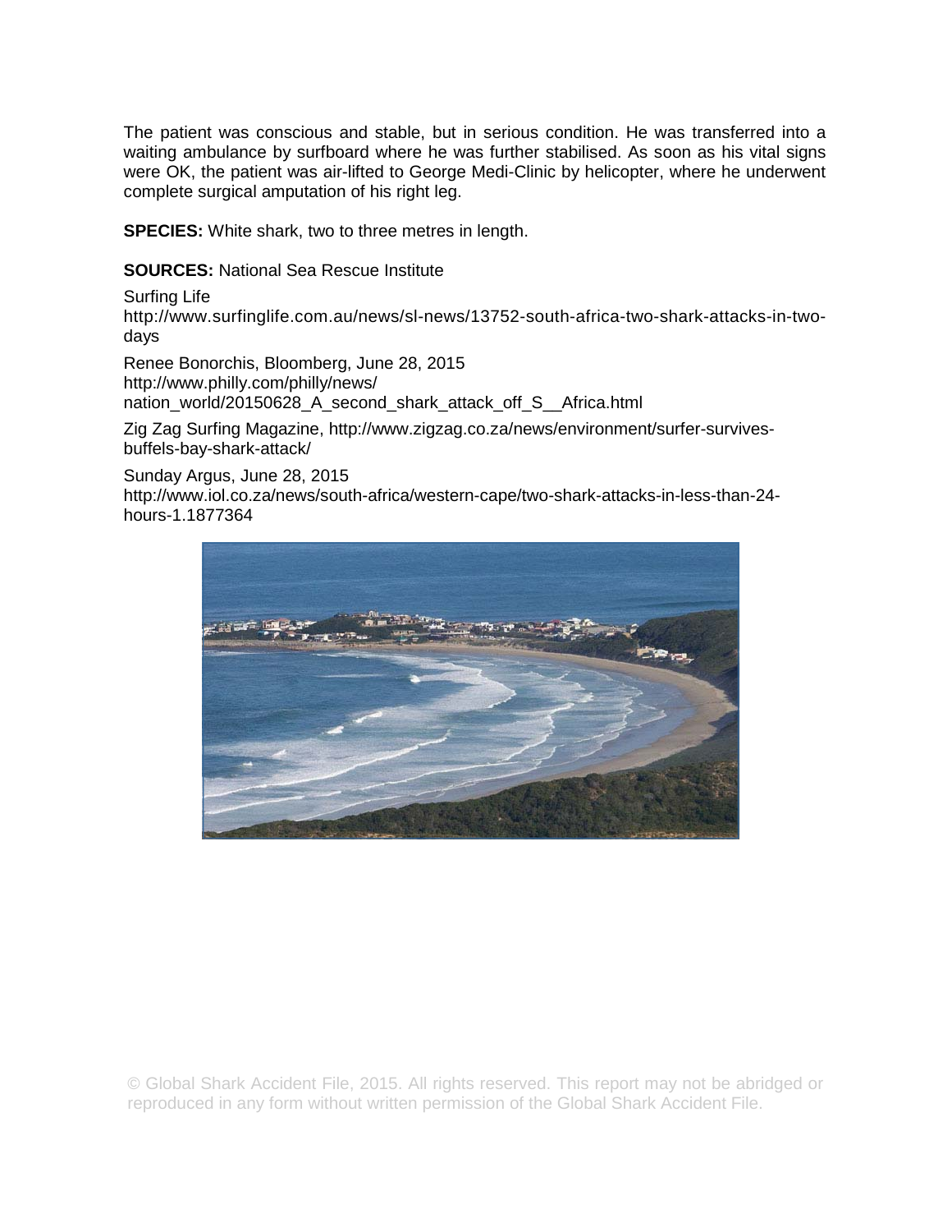The patient was conscious and stable, but in serious condition. He was transferred into a waiting ambulance by surfboard where he was further stabilised. As soon as his vital signs were OK, the patient was air-lifted to George Medi-Clinic by helicopter, where he underwent complete surgical amputation of his right leg.

**SPECIES:** White shark, two to three metres in length.

**SOURCES:** National Sea Rescue Institute

Surfing Life
http://www.surfinglife.com.au/news/sl-news/13752-south-africa-two-shark-attacks-in-two-days

Renee Bonorchis, Bloomberg, June 28, 2015
http://www.philly.com/philly/news/nation_world/20150628_A_second_shark_attack_off_S__Africa.html

Zig Zag Surfing Magazine, http://www.zigzag.co.za/news/environment/surfer-survives-buffels-bay-shark-attack/

Sunday Argus, June 28, 2015
http://www.iol.co.za/news/south-africa/western-cape/two-shark-attacks-in-less-than-24-hours-1.1877364

© Global Shark Accident File, 2015. All rights reserved. This report may not be abridged or reproduced in any form without written permission of the Global Shark Accident File.